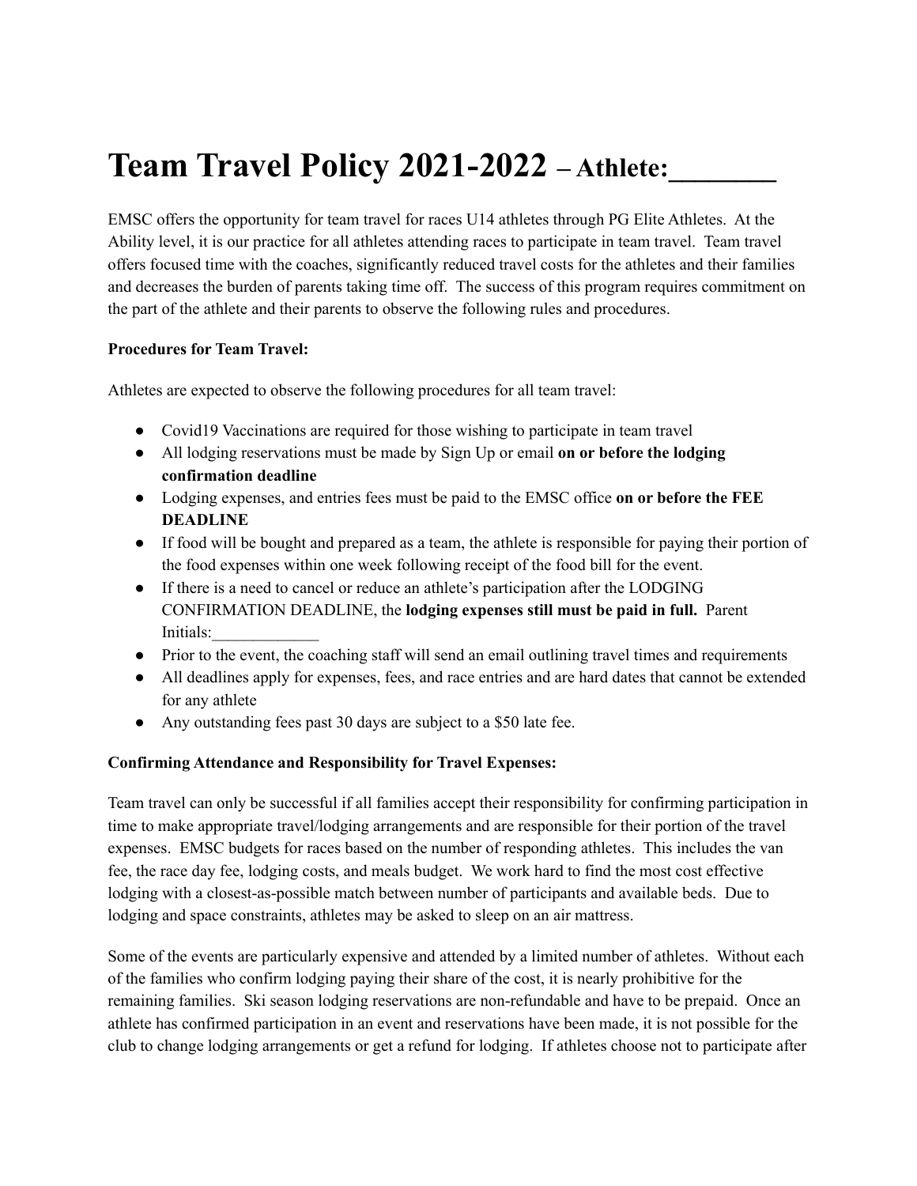# Team Travel Policy 2021-2022 – Athlete:________

EMSC offers the opportunity for team travel for races U14 athletes through PG Elite Athletes. At the Ability level, it is our practice for all athletes attending races to participate in team travel. Team travel offers focused time with the coaches, significantly reduced travel costs for the athletes and their families and decreases the burden of parents taking time off. The success of this program requires commitment on the part of the athlete and their parents to observe the following rules and procedures.

**Procedures for Team Travel:**

Athletes are expected to observe the following procedures for all team travel:

- Covid19 Vaccinations are required for those wishing to participate in team travel
- All lodging reservations must be made by Sign Up or email **on or before the lodging confirmation deadline**
- Lodging expenses, and entries fees must be paid to the EMSC office **on or before the FEE DEADLINE**
- If food will be bought and prepared as a team, the athlete is responsible for paying their portion of the food expenses within one week following receipt of the food bill for the event.
- If there is a need to cancel or reduce an athlete's participation after the LODGING CONFIRMATION DEADLINE, the **lodging expenses still must be paid in full.** Parent Initials:_____________
- Prior to the event, the coaching staff will send an email outlining travel times and requirements
- All deadlines apply for expenses, fees, and race entries and are hard dates that cannot be extended for any athlete
- Any outstanding fees past 30 days are subject to a $50 late fee.

**Confirming Attendance and Responsibility for Travel Expenses:**

Team travel can only be successful if all families accept their responsibility for confirming participation in time to make appropriate travel/lodging arrangements and are responsible for their portion of the travel expenses. EMSC budgets for races based on the number of responding athletes. This includes the van fee, the race day fee, lodging costs, and meals budget. We work hard to find the most cost effective lodging with a closest-as-possible match between number of participants and available beds. Due to lodging and space constraints, athletes may be asked to sleep on an air mattress.

Some of the events are particularly expensive and attended by a limited number of athletes. Without each of the families who confirm lodging paying their share of the cost, it is nearly prohibitive for the remaining families. Ski season lodging reservations are non-refundable and have to be prepaid. Once an athlete has confirmed participation in an event and reservations have been made, it is not possible for the club to change lodging arrangements or get a refund for lodging. If athletes choose not to participate after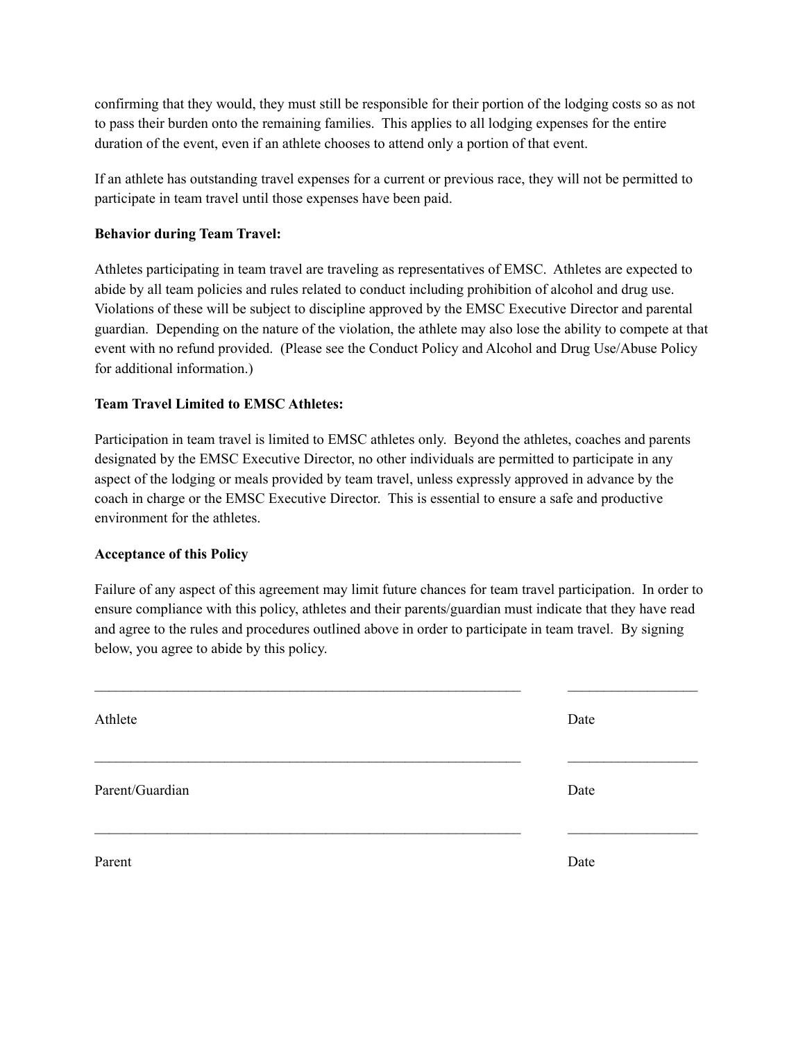confirming that they would, they must still be responsible for their portion of the lodging costs so as not to pass their burden onto the remaining families. This applies to all lodging expenses for the entire duration of the event, even if an athlete chooses to attend only a portion of that event.

If an athlete has outstanding travel expenses for a current or previous race, they will not be permitted to participate in team travel until those expenses have been paid.

**Behavior during Team Travel:**

Athletes participating in team travel are traveling as representatives of EMSC. Athletes are expected to abide by all team policies and rules related to conduct including prohibition of alcohol and drug use. Violations of these will be subject to discipline approved by the EMSC Executive Director and parental guardian. Depending on the nature of the violation, the athlete may also lose the ability to compete at that event with no refund provided. (Please see the Conduct Policy and Alcohol and Drug Use/Abuse Policy for additional information.)

**Team Travel Limited to EMSC Athletes:**

Participation in team travel is limited to EMSC athletes only. Beyond the athletes, coaches and parents designated by the EMSC Executive Director, no other individuals are permitted to participate in any aspect of the lodging or meals provided by team travel, unless expressly approved in advance by the coach in charge or the EMSC Executive Director. This is essential to ensure a safe and productive environment for the athletes.

**Acceptance of this Policy**

Failure of any aspect of this agreement may limit future chances for team travel participation. In order to ensure compliance with this policy, athletes and their parents/guardian must indicate that they have read and agree to the rules and procedures outlined above in order to participate in team travel. By signing below, you agree to abide by this policy.

______________________________________________________________ __________________

Athlete Date

______________________________________________________________ __________________

Parent/Guardian Date

______________________________________________________________ __________________

Parent Date